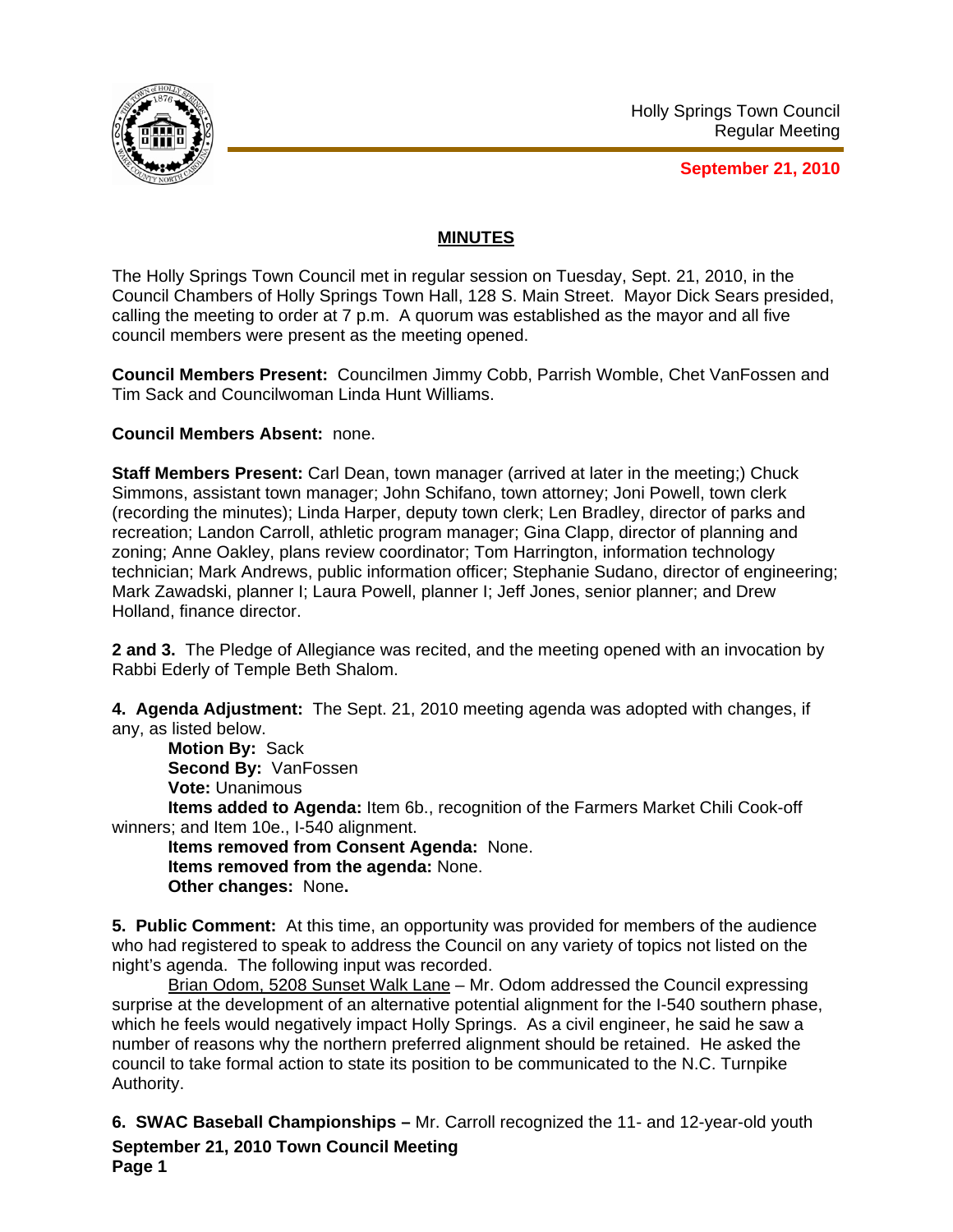Holly Springs Town Council
Regular Meeting

**September 21, 2010**

## MINUTES

The Holly Springs Town Council met in regular session on Tuesday, Sept. 21, 2010, in the Council Chambers of Holly Springs Town Hall, 128 S. Main Street. Mayor Dick Sears presided, calling the meeting to order at 7 p.m. A quorum was established as the mayor and all five council members were present as the meeting opened.

**Council Members Present:** Councilmen Jimmy Cobb, Parrish Womble, Chet VanFossen and Tim Sack and Councilwoman Linda Hunt Williams.

**Council Members Absent:** none.

**Staff Members Present:** Carl Dean, town manager (arrived at later in the meeting;) Chuck Simmons, assistant town manager; John Schifano, town attorney; Joni Powell, town clerk (recording the minutes); Linda Harper, deputy town clerk; Len Bradley, director of parks and recreation; Landon Carroll, athletic program manager; Gina Clapp, director of planning and zoning; Anne Oakley, plans review coordinator; Tom Harrington, information technology technician; Mark Andrews, public information officer; Stephanie Sudano, director of engineering; Mark Zawadski, planner I; Laura Powell, planner I; Jeff Jones, senior planner; and Drew Holland, finance director.

**2 and 3.** The Pledge of Allegiance was recited, and the meeting opened with an invocation by Rabbi Ederly of Temple Beth Shalom.

**4. Agenda Adjustment:** The Sept. 21, 2010 meeting agenda was adopted with changes, if any, as listed below.

**Motion By:** Sack
**Second By:** VanFossen
**Vote:** Unanimous
**Items added to Agenda:** Item 6b., recognition of the Farmers Market Chili Cook-off winners; and Item 10e., I-540 alignment.
**Items removed from Consent Agenda:** None.
**Items removed from the agenda:** None.
**Other changes:** None**.**

**5. Public Comment:** At this time, an opportunity was provided for members of the audience who had registered to speak to address the Council on any variety of topics not listed on the night's agenda. The following input was recorded.

Brian Odom, 5208 Sunset Walk Lane – Mr. Odom addressed the Council expressing surprise at the development of an alternative potential alignment for the I-540 southern phase, which he feels would negatively impact Holly Springs. As a civil engineer, he said he saw a number of reasons why the northern preferred alignment should be retained. He asked the council to take formal action to state its position to be communicated to the N.C. Turnpike Authority.

**6. SWAC Baseball Championships –** Mr. Carroll recognized the 11- and 12-year-old youth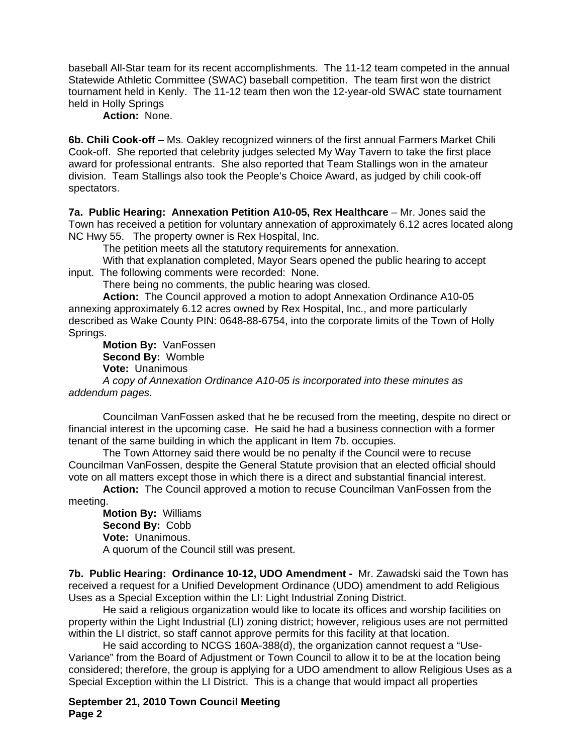baseball All-Star team for its recent accomplishments. The 11-12 team competed in the annual Statewide Athletic Committee (SWAC) baseball competition. The team first won the district tournament held in Kenly. The 11-12 team then won the 12-year-old SWAC state tournament held in Holly Springs

**Action:** None.

**6b. Chili Cook-off** – Ms. Oakley recognized winners of the first annual Farmers Market Chili Cook-off. She reported that celebrity judges selected My Way Tavern to take the first place award for professional entrants. She also reported that Team Stallings won in the amateur division. Team Stallings also took the People's Choice Award, as judged by chili cook-off spectators.

**7a. Public Hearing: Annexation Petition A10-05, Rex Healthcare** – Mr. Jones said the Town has received a petition for voluntary annexation of approximately 6.12 acres located along NC Hwy 55. The property owner is Rex Hospital, Inc.

The petition meets all the statutory requirements for annexation.

With that explanation completed, Mayor Sears opened the public hearing to accept input. The following comments were recorded: None.

There being no comments, the public hearing was closed.

**Action:** The Council approved a motion to adopt Annexation Ordinance A10-05 annexing approximately 6.12 acres owned by Rex Hospital, Inc., and more particularly described as Wake County PIN: 0648-88-6754, into the corporate limits of the Town of Holly Springs.

**Motion By:** VanFossen
**Second By:** Womble
**Vote:** Unanimous

*A copy of Annexation Ordinance A10-05 is incorporated into these minutes as addendum pages.*

Councilman VanFossen asked that he be recused from the meeting, despite no direct or financial interest in the upcoming case. He said he had a business connection with a former tenant of the same building in which the applicant in Item 7b. occupies.

The Town Attorney said there would be no penalty if the Council were to recuse Councilman VanFossen, despite the General Statute provision that an elected official should vote on all matters except those in which there is a direct and substantial financial interest.

**Action:** The Council approved a motion to recuse Councilman VanFossen from the meeting.

**Motion By:** Williams
**Second By:** Cobb
**Vote:** Unanimous.

A quorum of the Council still was present.

**7b. Public Hearing: Ordinance 10-12, UDO Amendment -** Mr. Zawadski said the Town has received a request for a Unified Development Ordinance (UDO) amendment to add Religious Uses as a Special Exception within the LI: Light Industrial Zoning District.

He said a religious organization would like to locate its offices and worship facilities on property within the Light Industrial (LI) zoning district; however, religious uses are not permitted within the LI district, so staff cannot approve permits for this facility at that location.

He said according to NCGS 160A-388(d), the organization cannot request a "Use-Variance" from the Board of Adjustment or Town Council to allow it to be at the location being considered; therefore, the group is applying for a UDO amendment to allow Religious Uses as a Special Exception within the LI District. This is a change that would impact all properties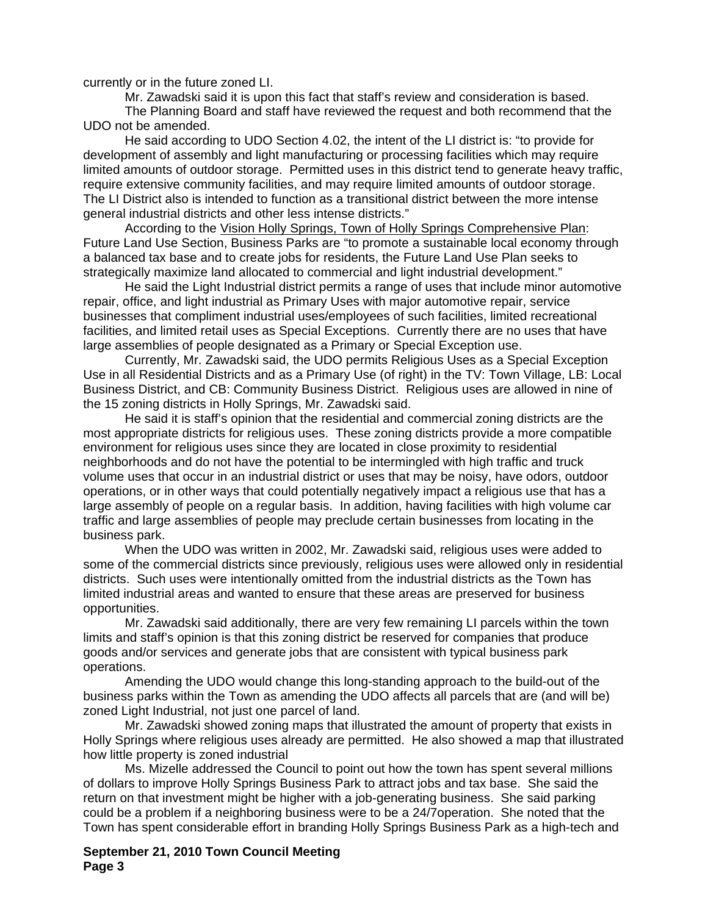currently or in the future zoned LI.

Mr. Zawadski said it is upon this fact that staff's review and consideration is based.

The Planning Board and staff have reviewed the request and both recommend that the UDO not be amended.

He said according to UDO Section 4.02, the intent of the LI district is: "to provide for development of assembly and light manufacturing or processing facilities which may require limited amounts of outdoor storage. Permitted uses in this district tend to generate heavy traffic, require extensive community facilities, and may require limited amounts of outdoor storage. The LI District also is intended to function as a transitional district between the more intense general industrial districts and other less intense districts."

According to the Vision Holly Springs, Town of Holly Springs Comprehensive Plan: Future Land Use Section, Business Parks are "to promote a sustainable local economy through a balanced tax base and to create jobs for residents, the Future Land Use Plan seeks to strategically maximize land allocated to commercial and light industrial development."

He said the Light Industrial district permits a range of uses that include minor automotive repair, office, and light industrial as Primary Uses with major automotive repair, service businesses that compliment industrial uses/employees of such facilities, limited recreational facilities, and limited retail uses as Special Exceptions. Currently there are no uses that have large assemblies of people designated as a Primary or Special Exception use.

Currently, Mr. Zawadski said, the UDO permits Religious Uses as a Special Exception Use in all Residential Districts and as a Primary Use (of right) in the TV: Town Village, LB: Local Business District, and CB: Community Business District. Religious uses are allowed in nine of the 15 zoning districts in Holly Springs, Mr. Zawadski said.

He said it is staff's opinion that the residential and commercial zoning districts are the most appropriate districts for religious uses. These zoning districts provide a more compatible environment for religious uses since they are located in close proximity to residential neighborhoods and do not have the potential to be intermingled with high traffic and truck volume uses that occur in an industrial district or uses that may be noisy, have odors, outdoor operations, or in other ways that could potentially negatively impact a religious use that has a large assembly of people on a regular basis. In addition, having facilities with high volume car traffic and large assemblies of people may preclude certain businesses from locating in the business park.

When the UDO was written in 2002, Mr. Zawadski said, religious uses were added to some of the commercial districts since previously, religious uses were allowed only in residential districts. Such uses were intentionally omitted from the industrial districts as the Town has limited industrial areas and wanted to ensure that these areas are preserved for business opportunities.

Mr. Zawadski said additionally, there are very few remaining LI parcels within the town limits and staff's opinion is that this zoning district be reserved for companies that produce goods and/or services and generate jobs that are consistent with typical business park operations.

Amending the UDO would change this long-standing approach to the build-out of the business parks within the Town as amending the UDO affects all parcels that are (and will be) zoned Light Industrial, not just one parcel of land.

Mr. Zawadski showed zoning maps that illustrated the amount of property that exists in Holly Springs where religious uses already are permitted. He also showed a map that illustrated how little property is zoned industrial

Ms. Mizelle addressed the Council to point out how the town has spent several millions of dollars to improve Holly Springs Business Park to attract jobs and tax base. She said the return on that investment might be higher with a job-generating business. She said parking could be a problem if a neighboring business were to be a 24/7operation. She noted that the Town has spent considerable effort in branding Holly Springs Business Park as a high-tech and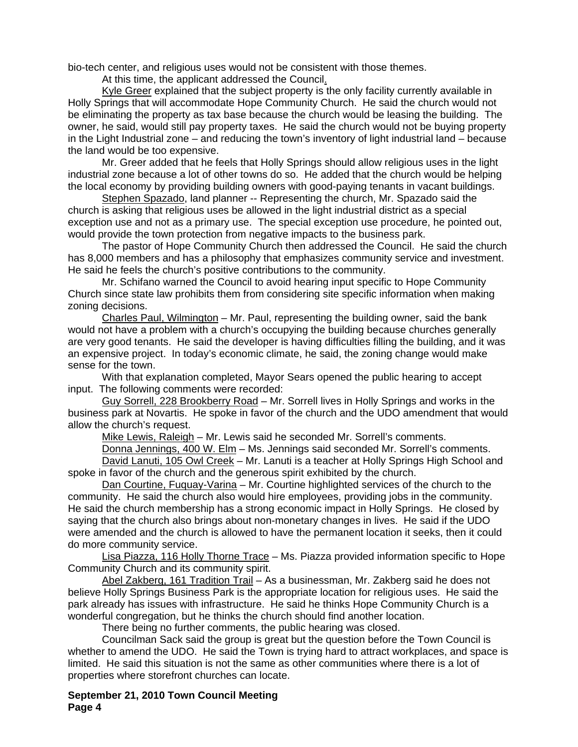bio-tech center, and religious uses would not be consistent with those themes.

At this time, the applicant addressed the Council.

Kyle Greer explained that the subject property is the only facility currently available in Holly Springs that will accommodate Hope Community Church. He said the church would not be eliminating the property as tax base because the church would be leasing the building. The owner, he said, would still pay property taxes. He said the church would not be buying property in the Light Industrial zone – and reducing the town's inventory of light industrial land – because the land would be too expensive.

Mr. Greer added that he feels that Holly Springs should allow religious uses in the light industrial zone because a lot of other towns do so. He added that the church would be helping the local economy by providing building owners with good-paying tenants in vacant buildings.

Stephen Spazado, land planner -- Representing the church, Mr. Spazado said the church is asking that religious uses be allowed in the light industrial district as a special exception use and not as a primary use. The special exception use procedure, he pointed out, would provide the town protection from negative impacts to the business park.

The pastor of Hope Community Church then addressed the Council. He said the church has 8,000 members and has a philosophy that emphasizes community service and investment. He said he feels the church's positive contributions to the community.

Mr. Schifano warned the Council to avoid hearing input specific to Hope Community Church since state law prohibits them from considering site specific information when making zoning decisions.

Charles Paul, Wilmington – Mr. Paul, representing the building owner, said the bank would not have a problem with a church's occupying the building because churches generally are very good tenants. He said the developer is having difficulties filling the building, and it was an expensive project. In today's economic climate, he said, the zoning change would make sense for the town.

With that explanation completed, Mayor Sears opened the public hearing to accept input. The following comments were recorded:

Guy Sorrell, 228 Brookberry Road – Mr. Sorrell lives in Holly Springs and works in the business park at Novartis. He spoke in favor of the church and the UDO amendment that would allow the church's request.

Mike Lewis, Raleigh – Mr. Lewis said he seconded Mr. Sorrell's comments.

Donna Jennings, 400 W. Elm – Ms. Jennings said seconded Mr. Sorrell's comments.

David Lanuti, 105 Owl Creek – Mr. Lanuti is a teacher at Holly Springs High School and spoke in favor of the church and the generous spirit exhibited by the church.

Dan Courtine, Fuquay-Varina – Mr. Courtine highlighted services of the church to the community. He said the church also would hire employees, providing jobs in the community. He said the church membership has a strong economic impact in Holly Springs. He closed by saying that the church also brings about non-monetary changes in lives. He said if the UDO were amended and the church is allowed to have the permanent location it seeks, then it could do more community service.

Lisa Piazza, 116 Holly Thorne Trace – Ms. Piazza provided information specific to Hope Community Church and its community spirit.

Abel Zakberg, 161 Tradition Trail – As a businessman, Mr. Zakberg said he does not believe Holly Springs Business Park is the appropriate location for religious uses. He said the park already has issues with infrastructure. He said he thinks Hope Community Church is a wonderful congregation, but he thinks the church should find another location.

There being no further comments, the public hearing was closed.

Councilman Sack said the group is great but the question before the Town Council is whether to amend the UDO. He said the Town is trying hard to attract workplaces, and space is limited. He said this situation is not the same as other communities where there is a lot of properties where storefront churches can locate.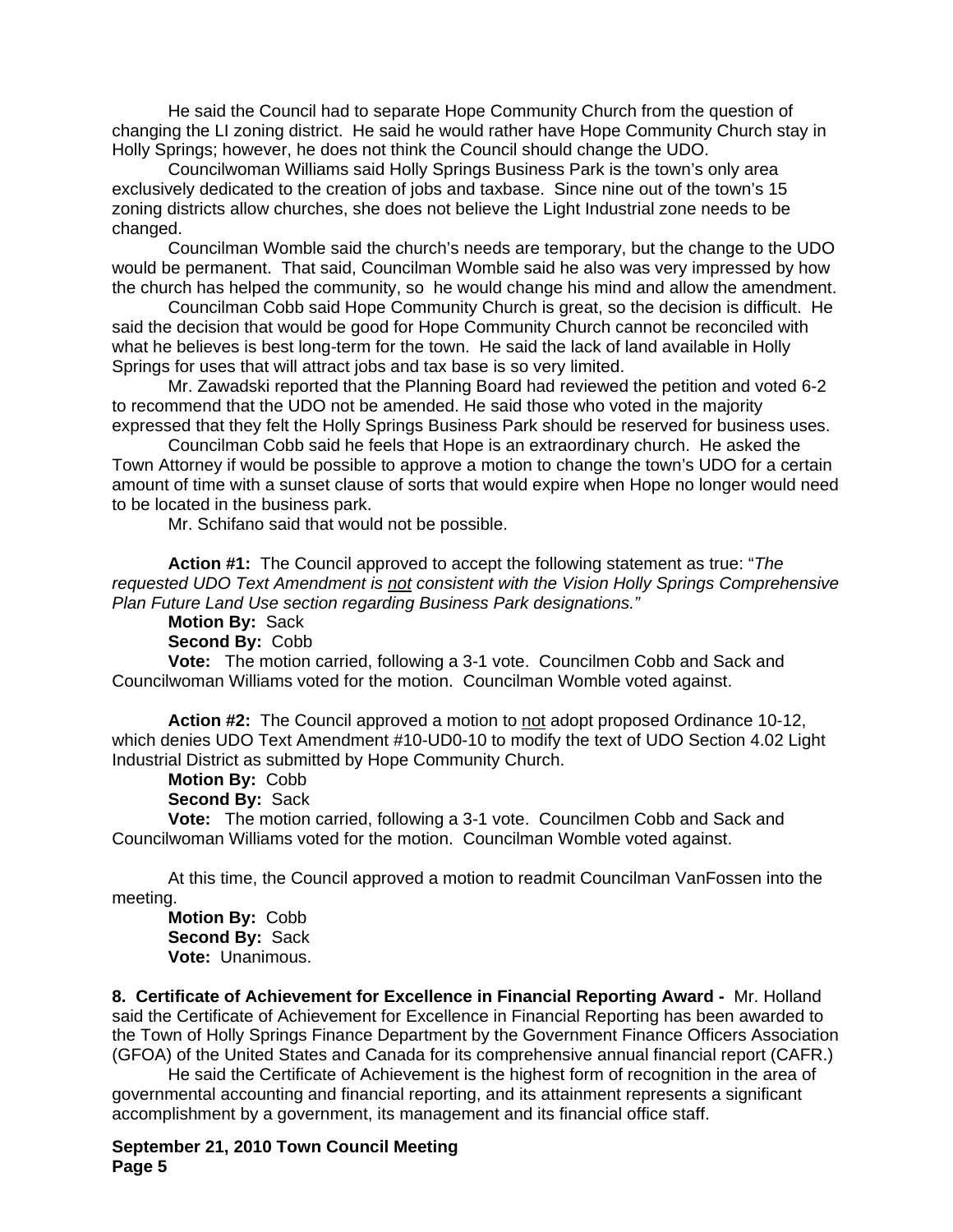He said the Council had to separate Hope Community Church from the question of changing the LI zoning district. He said he would rather have Hope Community Church stay in Holly Springs; however, he does not think the Council should change the UDO.

Councilwoman Williams said Holly Springs Business Park is the town's only area exclusively dedicated to the creation of jobs and taxbase. Since nine out of the town's 15 zoning districts allow churches, she does not believe the Light Industrial zone needs to be changed.

Councilman Womble said the church's needs are temporary, but the change to the UDO would be permanent. That said, Councilman Womble said he also was very impressed by how the church has helped the community, so he would change his mind and allow the amendment.

Councilman Cobb said Hope Community Church is great, so the decision is difficult. He said the decision that would be good for Hope Community Church cannot be reconciled with what he believes is best long-term for the town. He said the lack of land available in Holly Springs for uses that will attract jobs and tax base is so very limited.

Mr. Zawadski reported that the Planning Board had reviewed the petition and voted 6-2 to recommend that the UDO not be amended. He said those who voted in the majority expressed that they felt the Holly Springs Business Park should be reserved for business uses.

Councilman Cobb said he feels that Hope is an extraordinary church. He asked the Town Attorney if would be possible to approve a motion to change the town's UDO for a certain amount of time with a sunset clause of sorts that would expire when Hope no longer would need to be located in the business park.

Mr. Schifano said that would not be possible.

**Action #1:** The Council approved to accept the following statement as true: "*The requested UDO Text Amendment is not consistent with the Vision Holly Springs Comprehensive Plan Future Land Use section regarding Business Park designations.*"

**Motion By:** Sack
**Second By:** Cobb
**Vote:** The motion carried, following a 3-1 vote. Councilmen Cobb and Sack and Councilwoman Williams voted for the motion. Councilman Womble voted against.

**Action #2:** The Council approved a motion to not adopt proposed Ordinance 10-12, which denies UDO Text Amendment #10-UD0-10 to modify the text of UDO Section 4.02 Light Industrial District as submitted by Hope Community Church.

**Motion By:** Cobb
**Second By:** Sack
**Vote:** The motion carried, following a 3-1 vote. Councilmen Cobb and Sack and Councilwoman Williams voted for the motion. Councilman Womble voted against.

At this time, the Council approved a motion to readmit Councilman VanFossen into the meeting.

**Motion By:** Cobb
**Second By:** Sack
**Vote:** Unanimous.

**8. Certificate of Achievement for Excellence in Financial Reporting Award -** Mr. Holland said the Certificate of Achievement for Excellence in Financial Reporting has been awarded to the Town of Holly Springs Finance Department by the Government Finance Officers Association (GFOA) of the United States and Canada for its comprehensive annual financial report (CAFR.)

He said the Certificate of Achievement is the highest form of recognition in the area of governmental accounting and financial reporting, and its attainment represents a significant accomplishment by a government, its management and its financial office staff.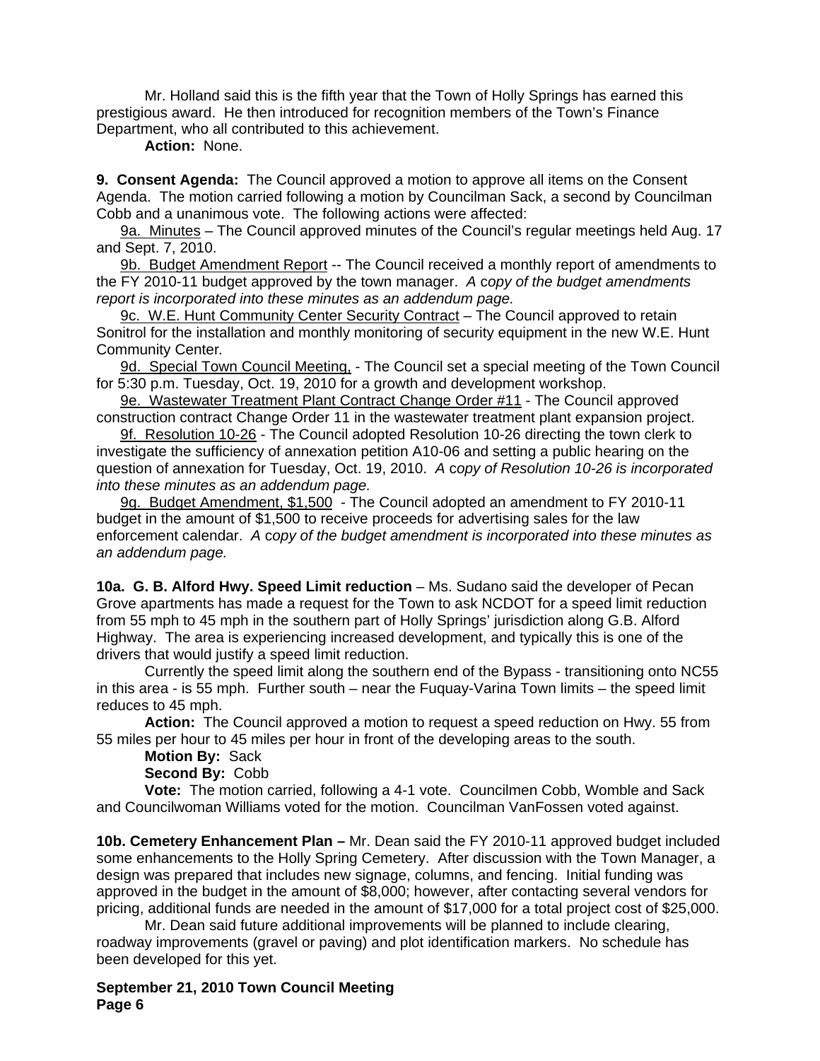Mr. Holland said this is the fifth year that the Town of Holly Springs has earned this prestigious award. He then introduced for recognition members of the Town's Finance Department, who all contributed to this achievement.

**Action:** None.

**9. Consent Agenda:** The Council approved a motion to approve all items on the Consent Agenda. The motion carried following a motion by Councilman Sack, a second by Councilman Cobb and a unanimous vote. The following actions were affected:

9a. Minutes – The Council approved minutes of the Council's regular meetings held Aug. 17 and Sept. 7, 2010.

9b. Budget Amendment Report -- The Council received a monthly report of amendments to the FY 2010-11 budget approved by the town manager. *A copy of the budget amendments report is incorporated into these minutes as an addendum page.*

9c. W.E. Hunt Community Center Security Contract – The Council approved to retain Sonitrol for the installation and monthly monitoring of security equipment in the new W.E. Hunt Community Center.

9d. Special Town Council Meeting, - The Council set a special meeting of the Town Council for 5:30 p.m. Tuesday, Oct. 19, 2010 for a growth and development workshop.

9e. Wastewater Treatment Plant Contract Change Order #11 - The Council approved construction contract Change Order 11 in the wastewater treatment plant expansion project.

9f. Resolution 10-26 - The Council adopted Resolution 10-26 directing the town clerk to investigate the sufficiency of annexation petition A10-06 and setting a public hearing on the question of annexation for Tuesday, Oct. 19, 2010. *A copy of Resolution 10-26 is incorporated into these minutes as an addendum page.*

9g. Budget Amendment, $1,500 - The Council adopted an amendment to FY 2010-11 budget in the amount of $1,500 to receive proceeds for advertising sales for the law enforcement calendar. *A copy of the budget amendment is incorporated into these minutes as an addendum page.*

**10a. G. B. Alford Hwy. Speed Limit reduction** – Ms. Sudano said the developer of Pecan Grove apartments has made a request for the Town to ask NCDOT for a speed limit reduction from 55 mph to 45 mph in the southern part of Holly Springs' jurisdiction along G.B. Alford Highway. The area is experiencing increased development, and typically this is one of the drivers that would justify a speed limit reduction.

Currently the speed limit along the southern end of the Bypass - transitioning onto NC55 in this area - is 55 mph. Further south – near the Fuquay-Varina Town limits – the speed limit reduces to 45 mph.

**Action:** The Council approved a motion to request a speed reduction on Hwy. 55 from 55 miles per hour to 45 miles per hour in front of the developing areas to the south.

**Motion By:** Sack

**Second By:** Cobb

**Vote:** The motion carried, following a 4-1 vote. Councilmen Cobb, Womble and Sack and Councilwoman Williams voted for the motion. Councilman VanFossen voted against.

**10b. Cemetery Enhancement Plan –** Mr. Dean said the FY 2010-11 approved budget included some enhancements to the Holly Spring Cemetery. After discussion with the Town Manager, a design was prepared that includes new signage, columns, and fencing. Initial funding was approved in the budget in the amount of $8,000; however, after contacting several vendors for pricing, additional funds are needed in the amount of $17,000 for a total project cost of $25,000.

Mr. Dean said future additional improvements will be planned to include clearing, roadway improvements (gravel or paving) and plot identification markers. No schedule has been developed for this yet.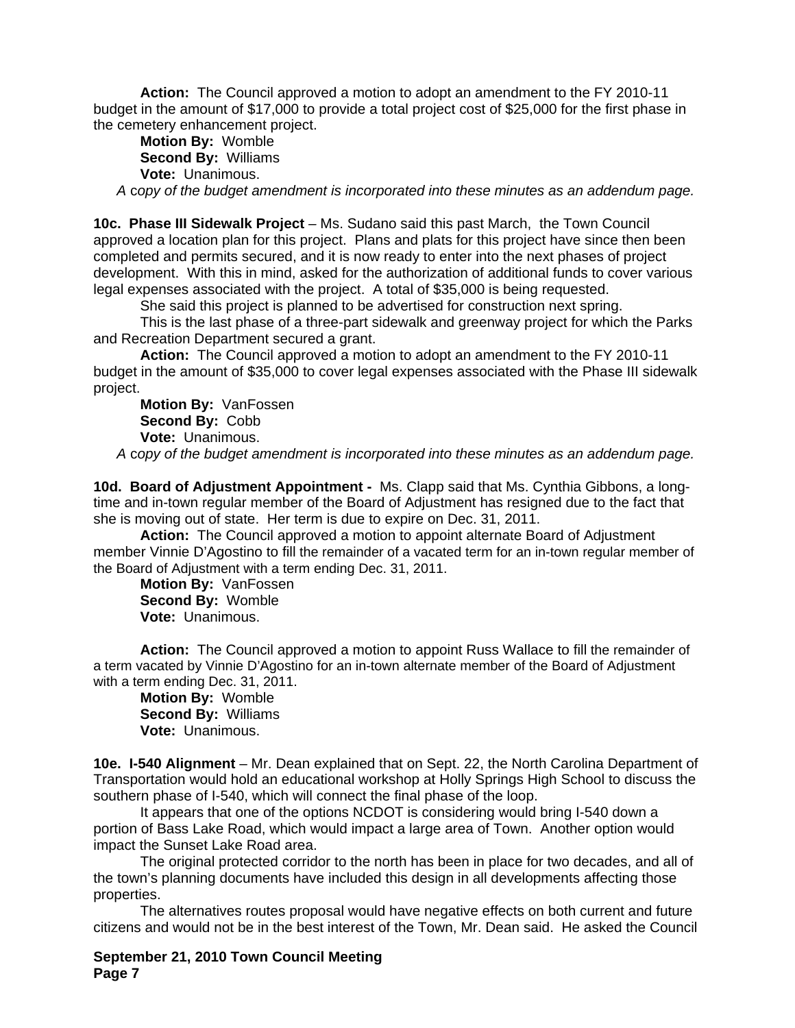**Action:** The Council approved a motion to adopt an amendment to the FY 2010-11 budget in the amount of $17,000 to provide a total project cost of $25,000 for the first phase in the cemetery enhancement project.

**Motion By:** Womble
**Second By:** Williams
**Vote:** Unanimous.

*A copy of the budget amendment is incorporated into these minutes as an addendum page.*

**10c. Phase III Sidewalk Project** – Ms. Sudano said this past March, the Town Council approved a location plan for this project. Plans and plats for this project have since then been completed and permits secured, and it is now ready to enter into the next phases of project development. With this in mind, asked for the authorization of additional funds to cover various legal expenses associated with the project. A total of $35,000 is being requested.

She said this project is planned to be advertised for construction next spring.

This is the last phase of a three-part sidewalk and greenway project for which the Parks and Recreation Department secured a grant.

**Action:** The Council approved a motion to adopt an amendment to the FY 2010-11 budget in the amount of $35,000 to cover legal expenses associated with the Phase III sidewalk project.

**Motion By:** VanFossen
**Second By:** Cobb
**Vote:** Unanimous.

*A copy of the budget amendment is incorporated into these minutes as an addendum page.*

**10d. Board of Adjustment Appointment -** Ms. Clapp said that Ms. Cynthia Gibbons, a long-time and in-town regular member of the Board of Adjustment has resigned due to the fact that she is moving out of state. Her term is due to expire on Dec. 31, 2011.

**Action:** The Council approved a motion to appoint alternate Board of Adjustment member Vinnie D'Agostino to fill the remainder of a vacated term for an in-town regular member of the Board of Adjustment with a term ending Dec. 31, 2011.

**Motion By:** VanFossen
**Second By:** Womble
**Vote:** Unanimous.

**Action:** The Council approved a motion to appoint Russ Wallace to fill the remainder of a term vacated by Vinnie D'Agostino for an in-town alternate member of the Board of Adjustment with a term ending Dec. 31, 2011.

**Motion By:** Womble
**Second By:** Williams
**Vote:** Unanimous.

**10e. I-540 Alignment** – Mr. Dean explained that on Sept. 22, the North Carolina Department of Transportation would hold an educational workshop at Holly Springs High School to discuss the southern phase of I-540, which will connect the final phase of the loop.

It appears that one of the options NCDOT is considering would bring I-540 down a portion of Bass Lake Road, which would impact a large area of Town. Another option would impact the Sunset Lake Road area.

The original protected corridor to the north has been in place for two decades, and all of the town's planning documents have included this design in all developments affecting those properties.

The alternatives routes proposal would have negative effects on both current and future citizens and would not be in the best interest of the Town, Mr. Dean said. He asked the Council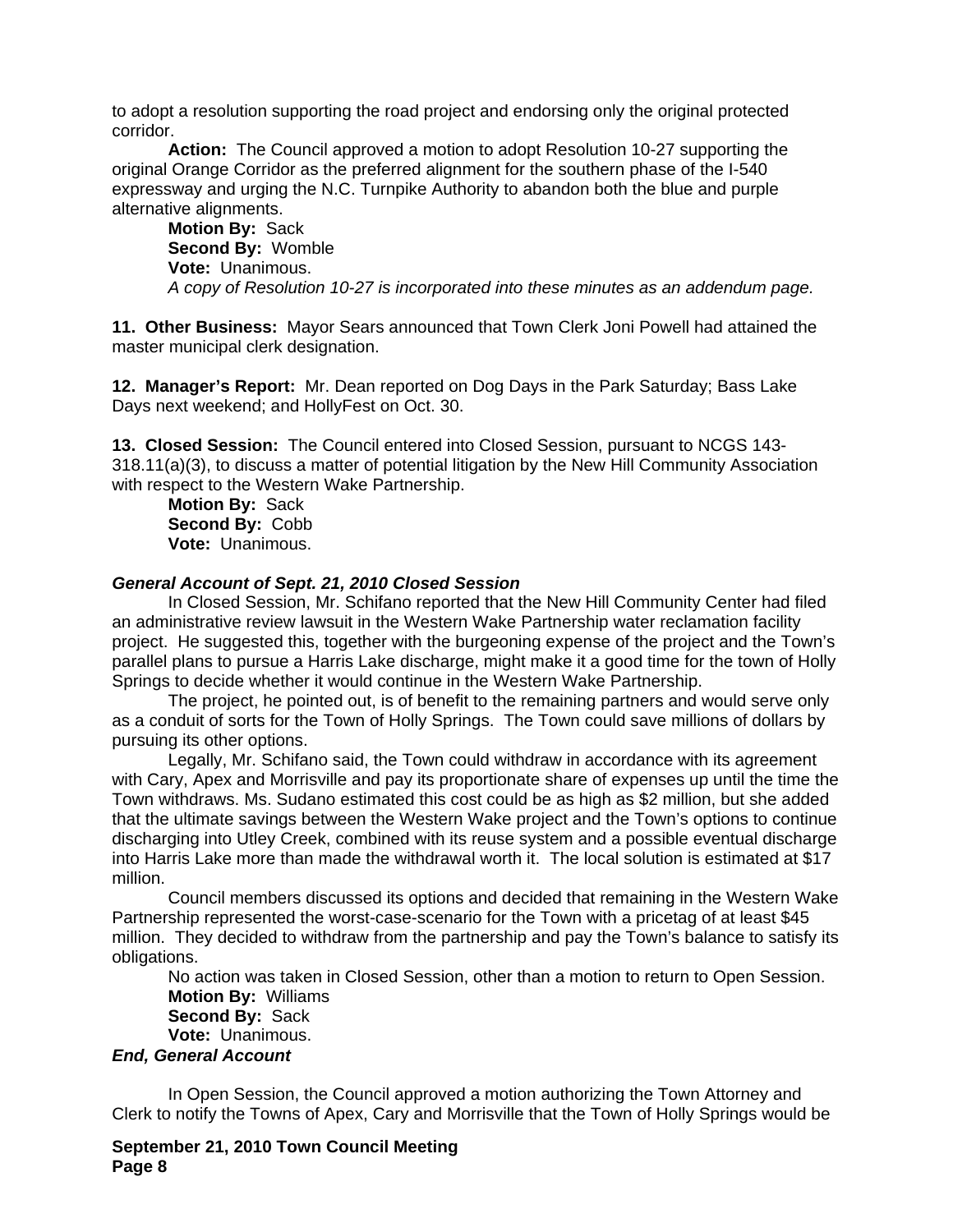to adopt a resolution supporting the road project and endorsing only the original protected corridor.

**Action:** The Council approved a motion to adopt Resolution 10-27 supporting the original Orange Corridor as the preferred alignment for the southern phase of the I-540 expressway and urging the N.C. Turnpike Authority to abandon both the blue and purple alternative alignments.

**Motion By:** Sack
**Second By:** Womble
**Vote:** Unanimous.
*A copy of Resolution 10-27 is incorporated into these minutes as an addendum page.*

**11. Other Business:** Mayor Sears announced that Town Clerk Joni Powell had attained the master municipal clerk designation.

**12. Manager's Report:** Mr. Dean reported on Dog Days in the Park Saturday; Bass Lake Days next weekend; and HollyFest on Oct. 30.

**13. Closed Session:** The Council entered into Closed Session, pursuant to NCGS 143-318.11(a)(3), to discuss a matter of potential litigation by the New Hill Community Association with respect to the Western Wake Partnership.

**Motion By:** Sack
**Second By:** Cobb
**Vote:** Unanimous.

***General Account of Sept. 21, 2010 Closed Session***

In Closed Session, Mr. Schifano reported that the New Hill Community Center had filed an administrative review lawsuit in the Western Wake Partnership water reclamation facility project. He suggested this, together with the burgeoning expense of the project and the Town's parallel plans to pursue a Harris Lake discharge, might make it a good time for the town of Holly Springs to decide whether it would continue in the Western Wake Partnership.

The project, he pointed out, is of benefit to the remaining partners and would serve only as a conduit of sorts for the Town of Holly Springs. The Town could save millions of dollars by pursuing its other options.

Legally, Mr. Schifano said, the Town could withdraw in accordance with its agreement with Cary, Apex and Morrisville and pay its proportionate share of expenses up until the time the Town withdraws. Ms. Sudano estimated this cost could be as high as $2 million, but she added that the ultimate savings between the Western Wake project and the Town's options to continue discharging into Utley Creek, combined with its reuse system and a possible eventual discharge into Harris Lake more than made the withdrawal worth it. The local solution is estimated at $17 million.

Council members discussed its options and decided that remaining in the Western Wake Partnership represented the worst-case-scenario for the Town with a pricetag of at least $45 million. They decided to withdraw from the partnership and pay the Town's balance to satisfy its obligations.

No action was taken in Closed Session, other than a motion to return to Open Session.

**Motion By:** Williams
**Second By:** Sack
**Vote:** Unanimous.

***End, General Account***

In Open Session, the Council approved a motion authorizing the Town Attorney and Clerk to notify the Towns of Apex, Cary and Morrisville that the Town of Holly Springs would be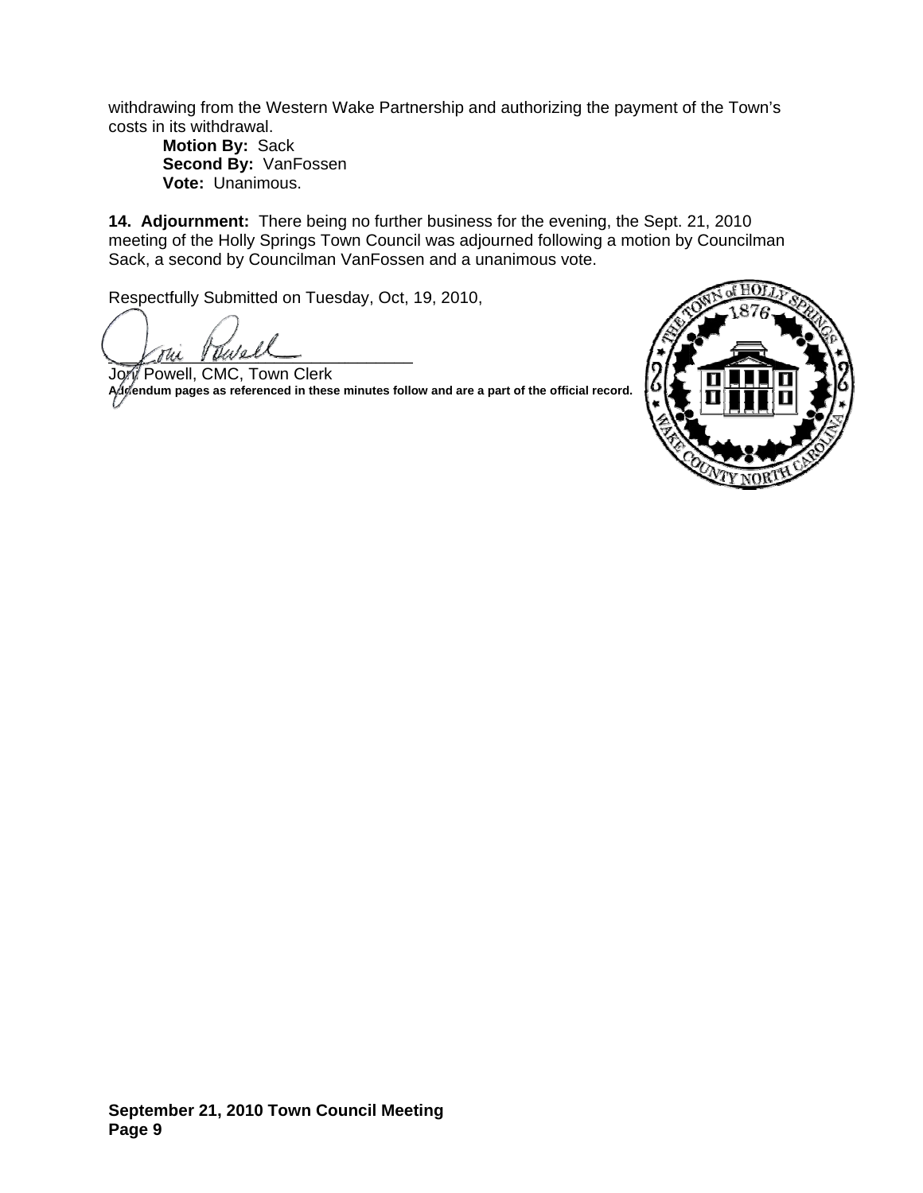withdrawing from the Western Wake Partnership and authorizing the payment of the Town's costs in its withdrawal.

**Motion By:** Sack
**Second By:** VanFossen
**Vote:** Unanimous.

**14. Adjournment:** There being no further business for the evening, the Sept. 21, 2010 meeting of the Holly Springs Town Council was adjourned following a motion by Councilman Sack, a second by Councilman VanFossen and a unanimous vote.

Respectfully Submitted on Tuesday, Oct, 19, 2010,

Joni Powell, CMC, Town Clerk

**Addendum pages as referenced in these minutes follow and are a part of the official record.**

**September 21, 2010 Town Council Meeting**
**Page 9**